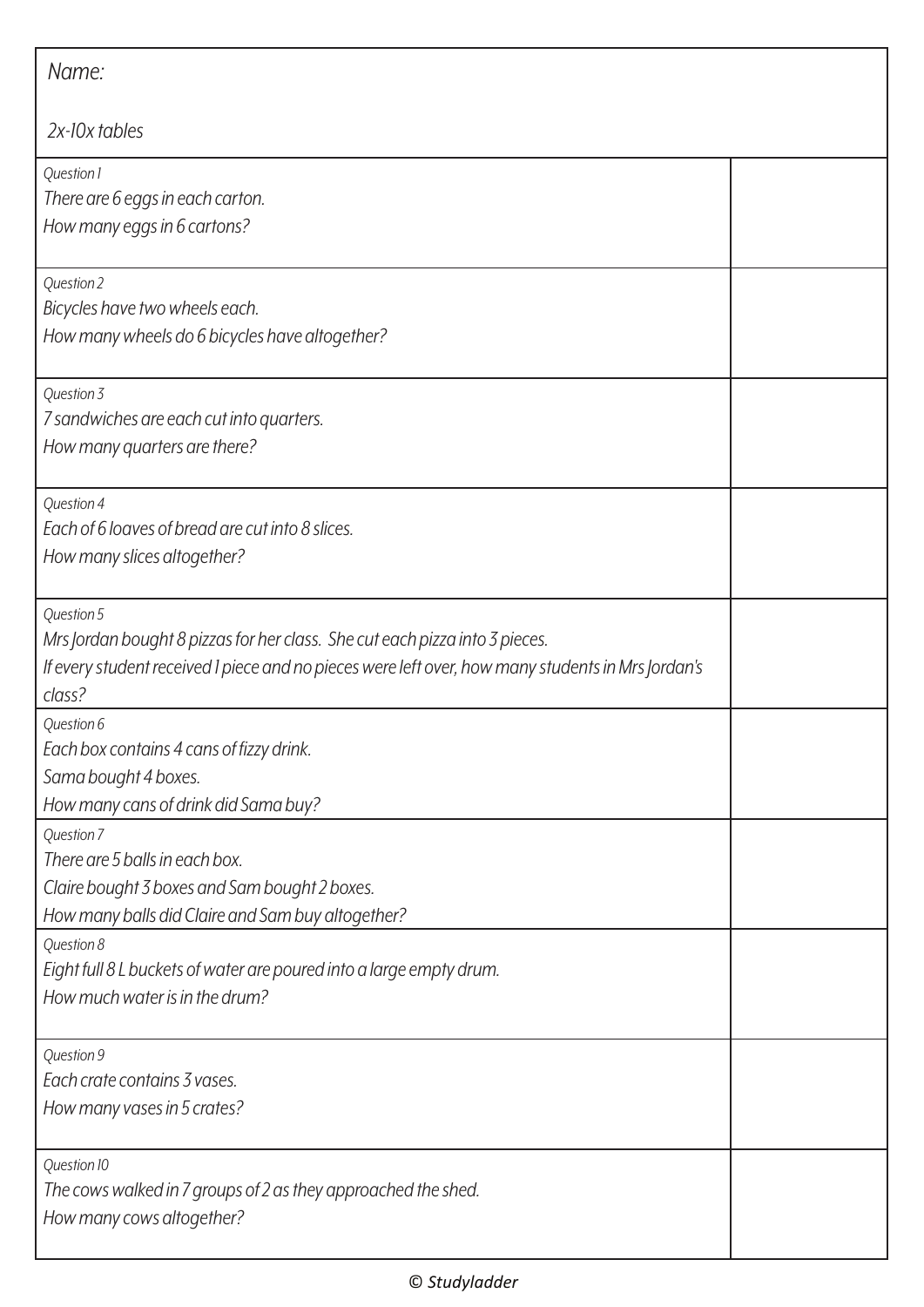Name:

*2x-10x tables*

| | |
|---|---|
| *Question 1*<br>*There are 6 eggs in each carton.*<br>*How many eggs in 6 cartons?* | |
| *Question 2*<br>*Bicycles have two wheels each.*<br>*How many wheels do 6 bicycles have altogether?* | |
| *Question 3*<br>*7 sandwiches are each cut into quarters.*<br>*How many quarters are there?* | |
| *Question 4*<br>*Each of 6 loaves of bread are cut into 8 slices.*<br>*How many slices altogether?* | |
| *Question 5*<br>*Mrs Jordan bought 8 pizzas for her class. She cut each pizza into 3 pieces.*<br>*If every student received 1 piece and no pieces were left over, how many students in Mrs Jordan's class?* | |
| *Question 6*<br>*Each box contains 4 cans of fizzy drink.*<br>*Sama bought 4 boxes.*<br>*How many cans of drink did Sama buy?* | |
| *Question 7*<br>*There are 5 balls in each box.*<br>*Claire bought 3 boxes and Sam bought 2 boxes.*<br>*How many balls did Claire and Sam buy altogether?* | |
| *Question 8*<br>*Eight full 8 L buckets of water are poured into a large empty drum.*<br>*How much water is in the drum?* | |
| *Question 9*<br>*Each crate contains 3 vases.*<br>*How many vases in 5 crates?* | |
| *Question 10*<br>*The cows walked in 7 groups of 2 as they approached the shed.*<br>*How many cows altogether?* | |

© *Studyladder*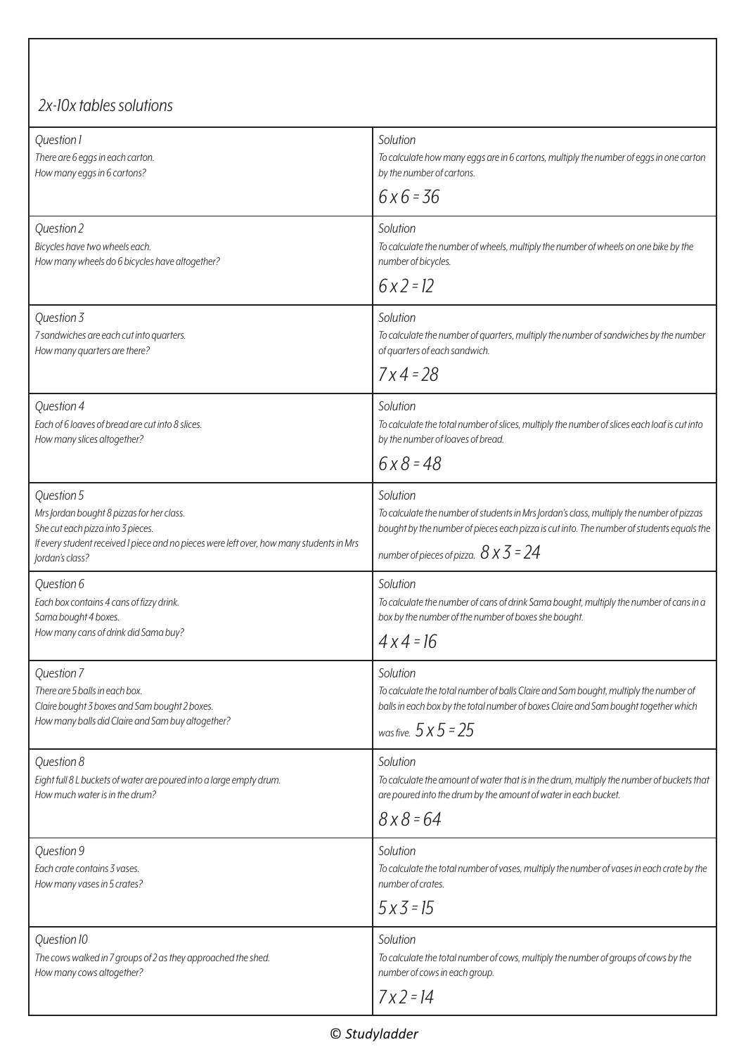## 2x-10x tables solutions

| | |
|---|---|
| Question 1<br>There are 6 eggs in each carton.<br>How many eggs in 6 cartons? | Solution<br>To calculate how many eggs are in 6 cartons, multiply the number of eggs in one carton by the number of cartons.<br>$6 \times 6 = 36$ |
| Question 2<br>Bicycles have two wheels each.<br>How many wheels do 6 bicycles have altogether? | Solution<br>To calculate the number of wheels, multiply the number of wheels on one bike by the number of bicycles.<br>$6 \times 2 = 12$ |
| Question 3<br>7 sandwiches are each cut into quarters.<br>How many quarters are there? | Solution<br>To calculate the number of quarters, multiply the number of sandwiches by the number of quarters of each sandwich.<br>$7 \times 4 = 28$ |
| Question 4<br>Each of 6 loaves of bread are cut into 8 slices.<br>How many slices altogether? | Solution<br>To calculate the total number of slices, multiply the number of slices each loaf is cut into by the number of loaves of bread.<br>$6 \times 8 = 48$ |
| Question 5<br>Mrs Jordan bought 8 pizzas for her class.<br>She cut each pizza into 3 pieces.<br>If every student received 1 piece and no pieces were left over, how many students in Mrs Jordan's class? | Solution<br>To calculate the number of students in Mrs Jordan's class, multiply the number of pizzas bought by the number of pieces each pizza is cut into. The number of students equals the number of pieces of pizza. $8 \times 3 = 24$ |
| Question 6<br>Each box contains 4 cans of fizzy drink.<br>Sama bought 4 boxes.<br>How many cans of drink did Sama buy? | Solution<br>To calculate the number of cans of drink Sama bought, multiply the number of cans in a box by the number of the number of boxes she bought.<br>$4 \times 4 = 16$ |
| Question 7<br>There are 5 balls in each box.<br>Claire bought 3 boxes and Sam bought 2 boxes.<br>How many balls did Claire and Sam buy altogether? | Solution<br>To calculate the total number of balls Claire and Sam bought, multiply the number of balls in each box by the total number of boxes Claire and Sam bought together which was five. $5 \times 5 = 25$ |
| Question 8<br>Eight full 8 L buckets of water are poured into a large empty drum.<br>How much water is in the drum? | Solution<br>To calculate the amount of water that is in the drum, multiply the number of buckets that are poured into the drum by the amount of water in each bucket.<br>$8 \times 8 = 64$ |
| Question 9<br>Each crate contains 3 vases.<br>How many vases in 5 crates? | Solution<br>To calculate the total number of vases, multiply the number of vases in each crate by the number of crates.<br>$5 \times 3 = 15$ |
| Question 10<br>The cows walked in 7 groups of 2 as they approached the shed.<br>How many cows altogether? | Solution<br>To calculate the total number of cows, multiply the number of groups of cows by the number of cows in each group.<br>$7 \times 2 = 14$ |

© Studyladder